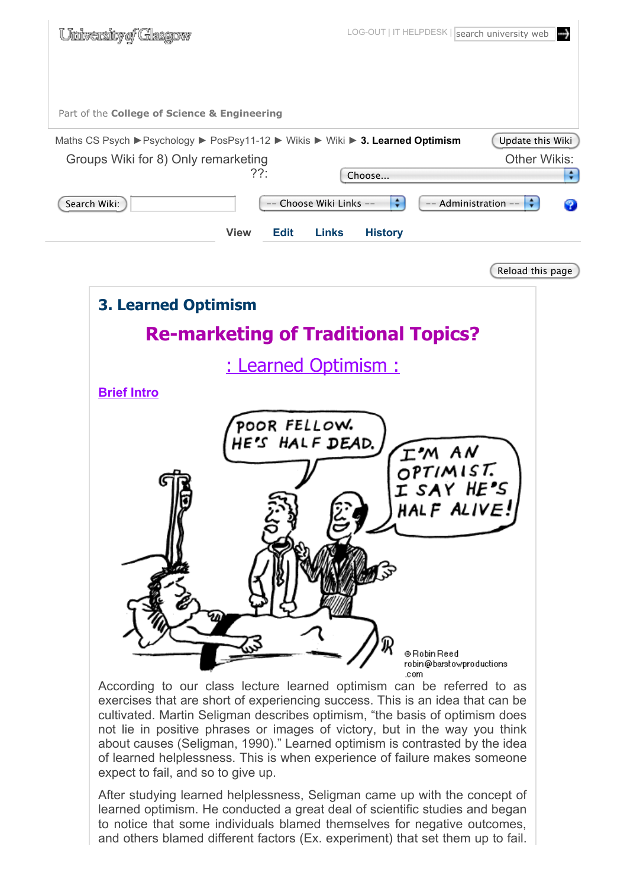University of Glasgow

LOG-OUT | IT HELPDESK | search university web

Part of the **College of Science & Engineering**

Maths CS Psych ► Psychology ► PosPsy11-12 ► Wikis ► Wiki ► **3. Learned Optimism**

Update this Wiki

Groups Wiki for 8) Only remarketing ??:

Other Wikis:

Choose...

Search Wiki:

-- Choose Wiki Links --

-- Administration --

View | Edit | Links | History

Reload this page

# 3. Learned Optimism

## Re-marketing of Traditional Topics?

## : Learned Optimism :

**Brief Intro**

According to our class lecture learned optimism can be referred to as exercises that are short of experiencing success. This is an idea that can be cultivated. Martin Seligman describes optimism, "the basis of optimism does not lie in positive phrases or images of victory, but in the way you think about causes (Seligman, 1990)." Learned optimism is contrasted by the idea of learned helplessness. This is when experience of failure makes someone expect to fail, and so to give up.

After studying learned helplessness, Seligman came up with the concept of learned optimism. He conducted a great deal of scientific studies and began to notice that some individuals blamed themselves for negative outcomes, and others blamed different factors (Ex. experiment) that set them up to fail.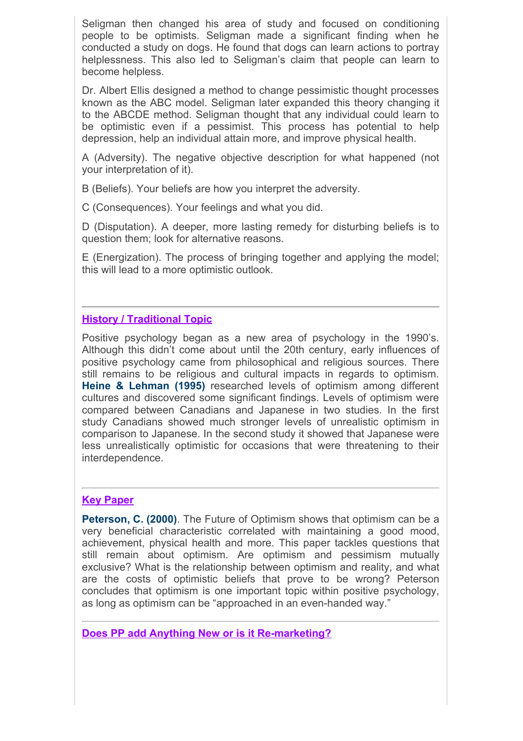Seligman then changed his area of study and focused on conditioning people to be optimists. Seligman made a significant finding when he conducted a study on dogs. He found that dogs can learn actions to portray helplessness. This also led to Seligman's claim that people can learn to become helpless.

Dr. Albert Ellis designed a method to change pessimistic thought processes known as the ABC model. Seligman later expanded this theory changing it to the ABCDE method. Seligman thought that any individual could learn to be optimistic even if a pessimist. This process has potential to help depression, help an individual attain more, and improve physical health.

A (Adversity). The negative objective description for what happened (not your interpretation of it).

B (Beliefs). Your beliefs are how you interpret the adversity.

C (Consequences). Your feelings and what you did.

D (Disputation). A deeper, more lasting remedy for disturbing beliefs is to question them; look for alternative reasons.

E (Energization). The process of bringing together and applying the model; this will lead to a more optimistic outlook.

---

## History / Traditional Topic

Positive psychology began as a new area of psychology in the 1990's. Although this didn't come about until the 20th century, early influences of positive psychology came from philosophical and religious sources. There still remains to be religious and cultural impacts in regards to optimism. **Heine & Lehman (1995)** researched levels of optimism among different cultures and discovered some significant findings. Levels of optimism were compared between Canadians and Japanese in two studies. In the first study Canadians showed much stronger levels of unrealistic optimism in comparison to Japanese. In the second study it showed that Japanese were less unrealistically optimistic for occasions that were threatening to their interdependence.

---

## Key Paper

**Peterson, C. (2000)**. The Future of Optimism shows that optimism can be a very beneficial characteristic correlated with maintaining a good mood, achievement, physical health and more. This paper tackles questions that still remain about optimism. Are optimism and pessimism mutually exclusive? What is the relationship between optimism and reality, and what are the costs of optimistic beliefs that prove to be wrong? Peterson concludes that optimism is one important topic within positive psychology, as long as optimism can be "approached in an even-handed way."

---

## Does PP add Anything New or is it Re-marketing?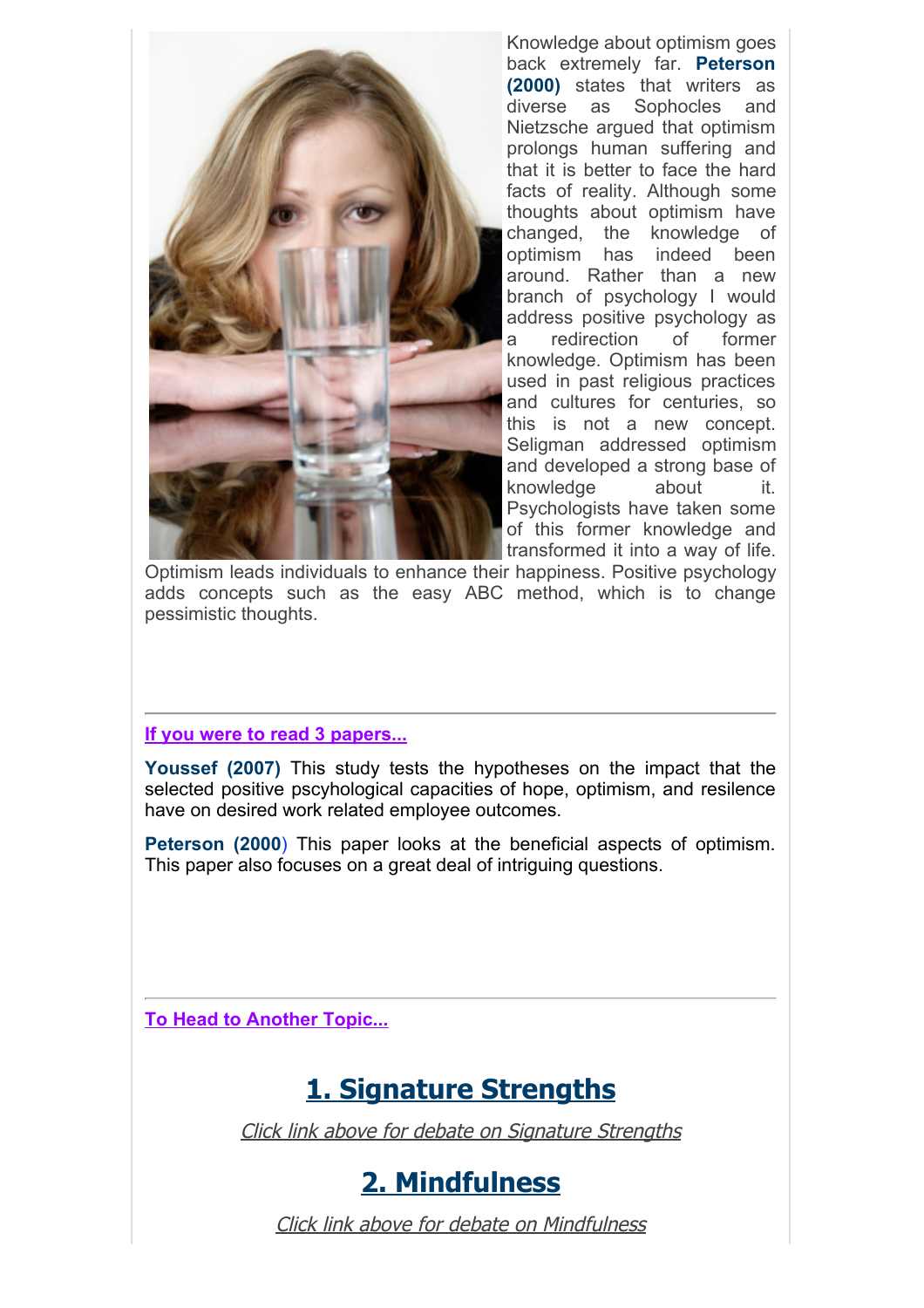Knowledge about optimism goes back extremely far. **Peterson (2000)** states that writers as diverse as Sophocles and Nietzsche argued that optimism prolongs human suffering and that it is better to face the hard facts of reality. Although some thoughts about optimism have changed, the knowledge of optimism has indeed been around. Rather than a new branch of psychology I would address positive psychology as a redirection of former knowledge. Optimism has been used in past religious practices and cultures for centuries, so this is not a new concept. Seligman addressed optimism and developed a strong base of knowledge about it. Psychologists have taken some of this former knowledge and transformed it into a way of life. Optimism leads individuals to enhance their happiness. Positive psychology adds concepts such as the easy ABC method, which is to change pessimistic thoughts.

---

**If you were to read 3 papers...**

**Youssef (2007)** This study tests the hypotheses on the impact that the selected positive pscyhological capacities of hope, optimism, and resilence have on desired work related employee outcomes.

**Peterson (2000**) This paper looks at the beneficial aspects of optimism. This paper also focuses on a great deal of intriguing questions.

---

**To Head to Another Topic...**

## 1. Signature Strengths

*Click link above for debate on Signature Strengths*

## 2. Mindfulness

*Click link above for debate on Mindfulness*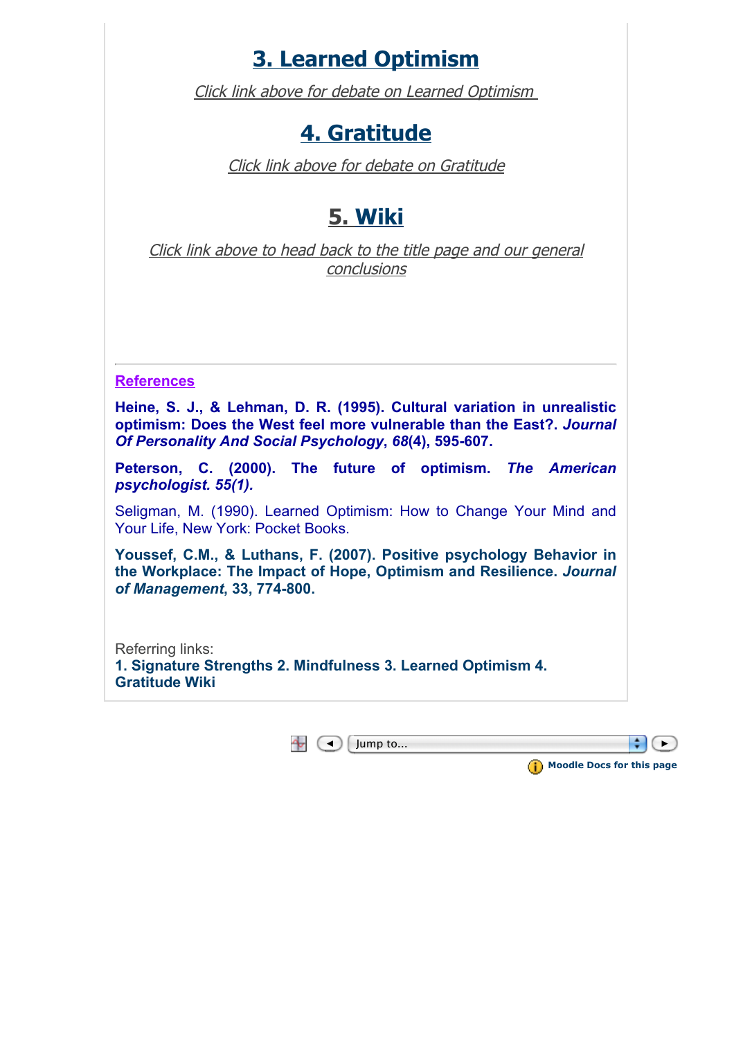## 3. Learned Optimism

*Click link above for debate on Learned Optimism*

## 4. Gratitude

*Click link above for debate on Gratitude*

## 5. Wiki

*Click link above to head back to the title page and our general conclusions*

---

**References**

**Heine, S. J., & Lehman, D. R. (1995). Cultural variation in unrealistic optimism: Does the West feel more vulnerable than the East?. *Journal Of Personality And Social Psychology*, *68*(4), 595-607.**

**Peterson, C. (2000). The future of optimism. *The American psychologist. 55(1).***

Seligman, M. (1990). Learned Optimism: How to Change Your Mind and Your Life, New York: Pocket Books.

**Youssef, C.M., & Luthans, F. (2007). Positive psychology Behavior in the Workplace: The Impact of Hope, Optimism and Resilience. *Journal of Management*, 33, 774-800.**

Referring links:
**1. Signature Strengths 2. Mindfulness 3. Learned Optimism 4. Gratitude Wiki**

Jump to...

Moodle Docs for this page